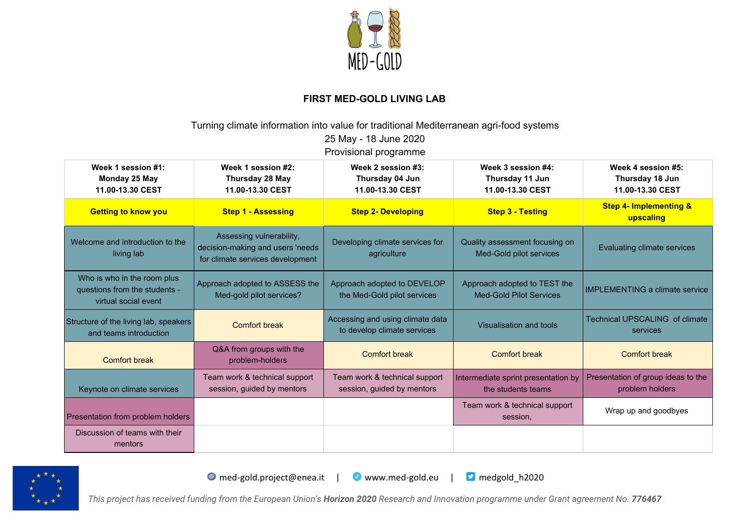MED-GOLD

# FIRST MED-GOLD LIVING LAB

Turning climate information into value for traditional Mediterranean agri-food systems
25 May - 18 June 2020
Provisional programme

| **Week 1 session #1: Monday 25 May 11.00-13.30 CEST** | **Week 1 session #2: Thursday 28 May 11.00-13.30 CEST** | **Week 2 session #3: Thursday 04 Jun 11.00-13.30 CEST** | **Week 3 session #4: Thursday 11 Jun 11.00-13.30 CEST** | **Week 4 session #5: Thursday 18 Jun 11.00-13.30 CEST** |
|---|---|---|---|---|
| **Getting to know you** | **Step 1 - Assessing** | **Step 2- Developing** | **Step 3 - Testing** | **Step 4- Implementing & upscaling** |
| Welcome and introduction to the living lab | Assessing vulnerability, decision-making and users 'needs for climate services development | Developing climate services for agriculture | Quality assessment focusing on Med-Gold pilot services | Evaluating climate services |
| Who is who in the room plus questions from the students - virtual social event | Approach adopted to ASSESS the Med-gold pilot services? | Approach adopted to DEVELOP the Med-Gold pilot services | Approach adopted to TEST the Med-Gold Pilot Services | IMPLEMENTING a climate service |
| Structure of the living lab, speakers and teams introduction | Comfort break | Accessing and using climate data to develop climate services | Visualisation and tools | Technical UPSCALING of climate services |
| Comfort break | Q&A from groups with the problem-holders | Comfort break | Comfort break | Comfort break |
| Keynote on climate services | Team work & technical support session, guided by mentors | Team work & technical support session, guided by mentors | Intermediate sprint presentation by the students teams | Presentation of group ideas to the problem holders |
| Presentation from problem holders | | | Team work & technical support session, | Wrap up and goodbyes |
| Discussion of teams with their mentors | | | | |

med-gold.project@enea.it | www.med-gold.eu | medgold_h2020

*This project has received funding from the European Union's **Horizon 2020** Research and Innovation programme under Grant agreement No. **776467***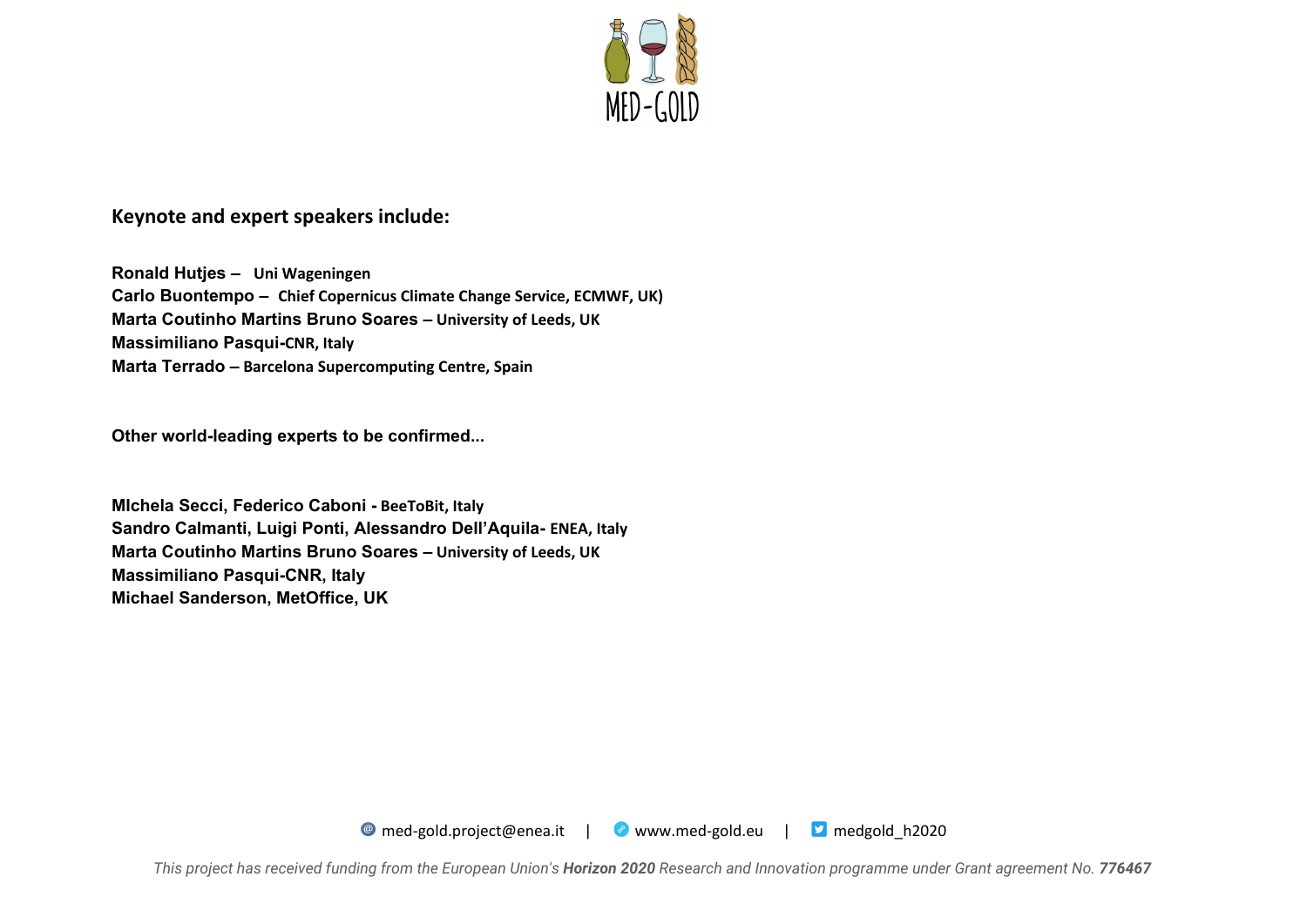**Keynote and expert speakers include:**

**Ronald Hutjes – Uni Wageningen**
**Carlo Buontempo – Chief Copernicus Climate Change Service, ECMWF, UK)**
**Marta Coutinho Martins Bruno Soares – University of Leeds, UK**
**Massimiliano Pasqui-CNR, Italy**
**Marta Terrado – Barcelona Supercomputing Centre, Spain**

**Other world-leading experts to be confirmed...**

**MIchela Secci, Federico Caboni - BeeToBit, Italy**
**Sandro Calmanti, Luigi Ponti, Alessandro Dell'Aquila- ENEA, Italy**
**Marta Coutinho Martins Bruno Soares – University of Leeds, UK**
**Massimiliano Pasqui-CNR, Italy**
**Michael Sanderson, MetOffice, UK**

med-gold.project@enea.it | www.med-gold.eu | medgold_h2020

*This project has received funding from the European Union's **Horizon 2020** Research and Innovation programme under Grant agreement No. **776467***